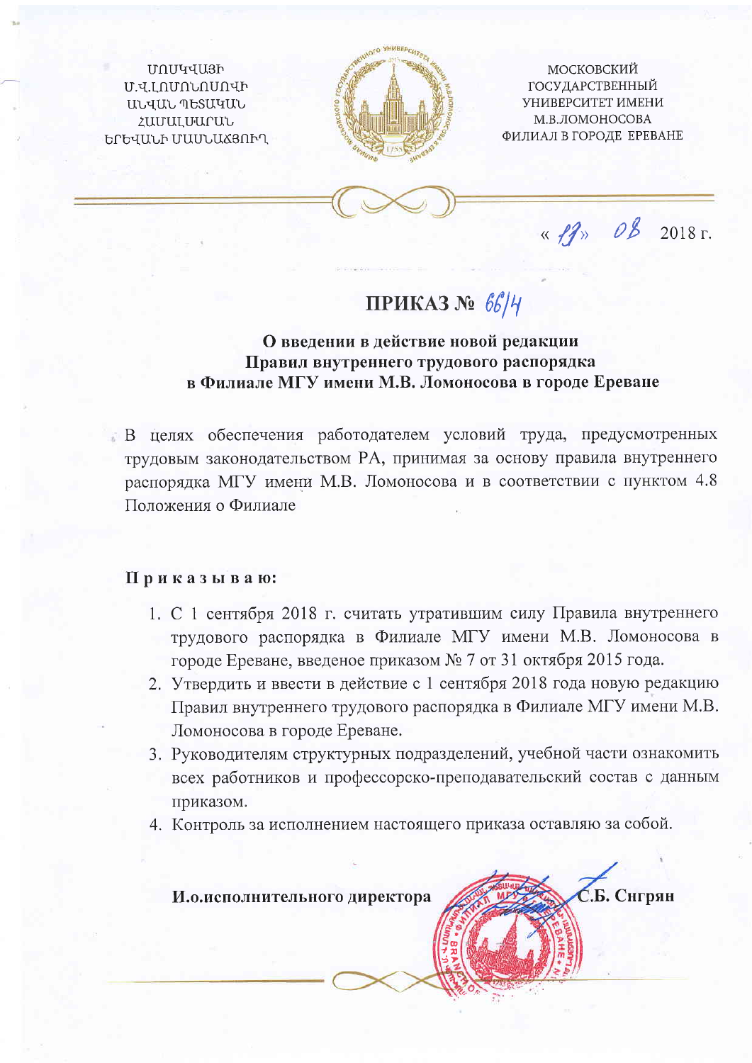ՄՈՍԿՎԱՅԻ
Մ.Վ.ԼՈՄՈՆՈՍՈՎԻ
ԱՆՎԱՆ ՊԵՏԱԿԱՆ
ՀԱՄԱԼՍԱՐԱՆ
ԵՐԵՎԱՆԻ ՄԱՍՆԱՃՅՈՒՂ

МОСКОВСКИЙ
ГОСУДАРСТВЕННЫЙ
УНИВЕРСИТЕТ ИМЕНИ
М.В.ЛОМОНОСОВА
ФИЛИАЛ В ГОРОДЕ ЕРЕВАНЕ

« 13 » 08 2018 г.

# ПРИКАЗ № 66/4

## О введении в действие новой редакции Правил внутреннего трудового распорядка в Филиале МГУ имени М.В. Ломоносова в городе Ереване

В целях обеспечения работодателем условий труда, предусмотренных трудовым законодательством РА, принимая за основу правила внутреннего распорядка МГУ имени М.В. Ломоносова и в соответствии с пунктом 4.8 Положения о Филиале

**Приказываю:**

1. С 1 сентября 2018 г. считать утратившим силу Правила внутреннего трудового распорядка в Филиале МГУ имени М.В. Ломоносова в городе Ереване, введеное приказом № 7 от 31 октября 2015 года.
2. Утвердить и ввести в действие с 1 сентября 2018 года новую редакцию Правил внутреннего трудового распорядка в Филиале МГУ имени М.В. Ломоносова в городе Ереване.
3. Руководителям структурных подразделений, учебной части ознакомить всех работников и профессорско-преподавательский состав с данным приказом.
4. Контроль за исполнением настоящего приказа оставляю за собой.

**И.о.исполнительного директора** **С.Б. Сгрян**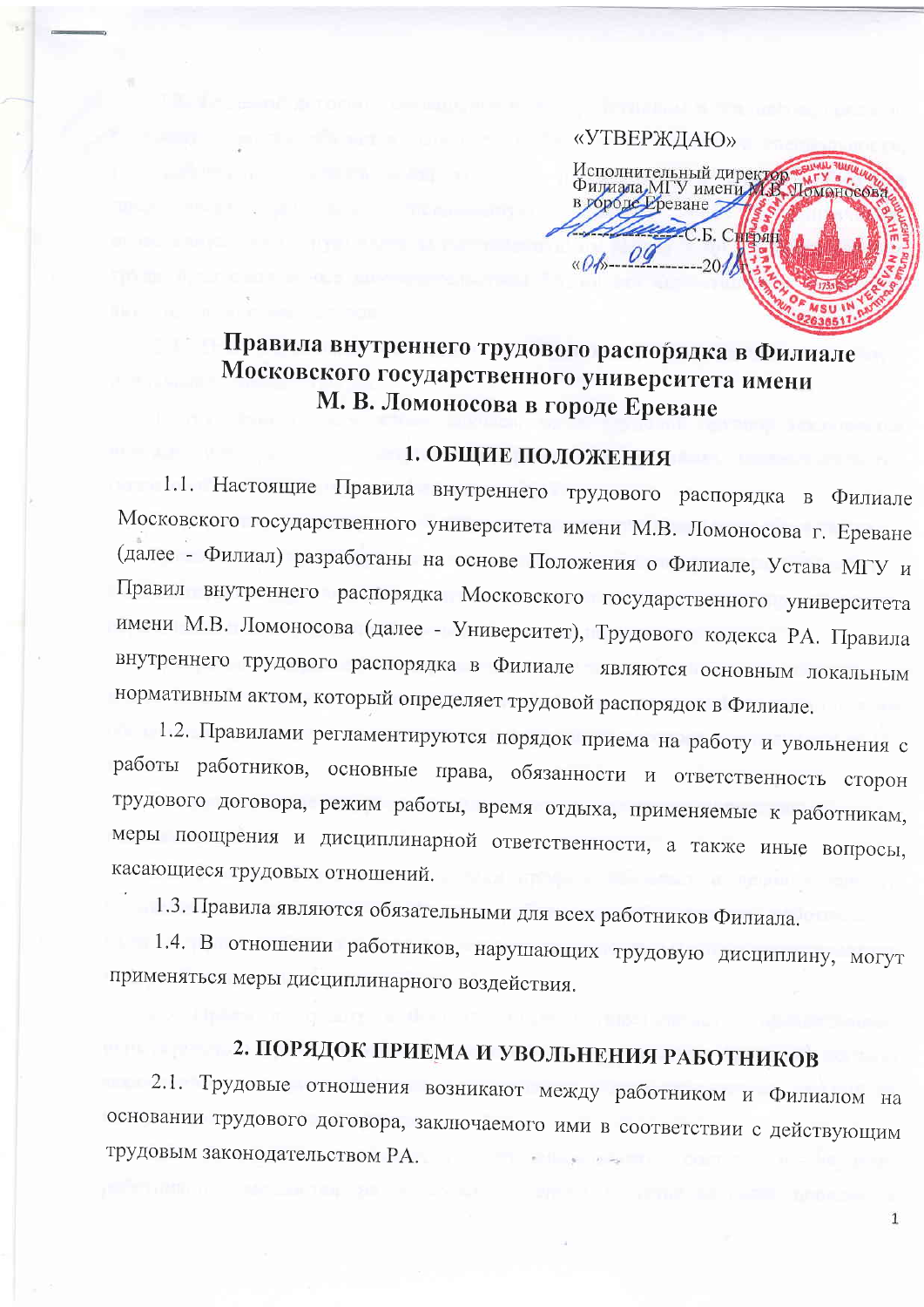«УТВЕРЖДАЮ»

Исполнительный директор Филиала МГУ имени М.В. Ломоносова в городе Ереване

-----------------С.Б. Сигрян

«01»----09----------2018

# Правила внутреннего трудового распорядка в Филиале Московского государственного университета имени М. В. Ломоносова в городе Ереване

## 1. ОБЩИЕ ПОЛОЖЕНИЯ

1.1. Настоящие Правила внутреннего трудового распорядка в Филиале Московского государственного университета имени М.В. Ломоносова г. Ереване (далее - Филиал) разработаны на основе Положения о Филиале, Устава МГУ и Правил внутреннего распорядка Московского государственного университета имени М.В. Ломоносова (далее - Университет), Трудового кодекса РА. Правила внутреннего трудового распорядка в Филиале являются основным локальным нормативным актом, который определяет трудовой распорядок в Филиале.

1.2. Правилами регламентируются порядок приема на работу и увольнения с работы работников, основные права, обязанности и ответственность сторон трудового договора, режим работы, время отдыха, применяемые к работникам, меры поощрения и дисциплинарной ответственности, а также иные вопросы, касающиеся трудовых отношений.

1.3. Правила являются обязательными для всех работников Филиала.

1.4. В отношении работников, нарушающих трудовую дисциплину, могут применяться меры дисциплинарного воздействия.

## 2. ПОРЯДОК ПРИЕМА И УВОЛЬНЕНИЯ РАБОТНИКОВ

2.1. Трудовые отношения возникают между работником и Филиалом на основании трудового договора, заключаемого ими в соответствии с действующим трудовым законодательством РА.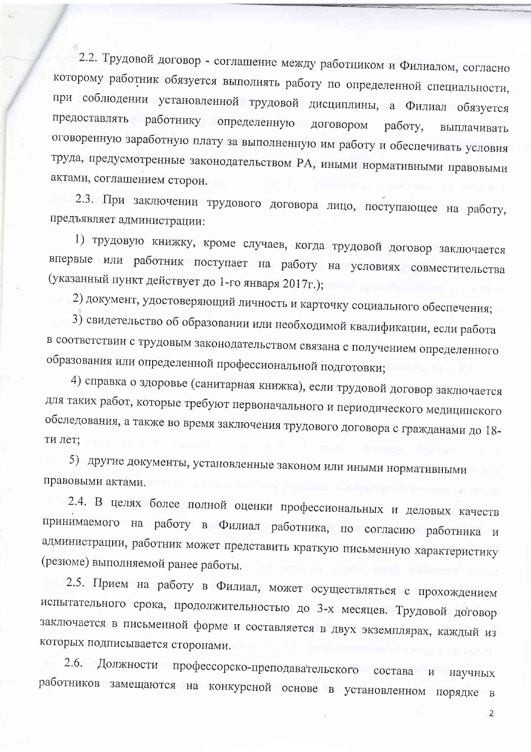2.2. Трудовой договор - соглашение между работником и Филиалом, согласно которому работник обязуется выполнять работу по определенной специальности, при соблюдении установленной трудовой дисциплины, а Филиал обязуется предоставлять работнику определенную договором работу, выплачивать оговоренную заработную плату за выполненную им работу и обеспечивать условия труда, предусмотренные законодательством РА, иными нормативными правовыми актами, соглашением сторон.

2.3. При заключении трудового договора лицо, поступающее на работу, предъявляет администрации:

1) трудовую книжку, кроме случаев, когда трудовой договор заключается впервые или работник поступает на работу на условиях совместительства (указанный пункт действует до 1-го января 2017г.);

2) документ, удостоверяющий личность и карточку социального обеспечения;

3) свидетельство об образовании или необходимой квалификации, если работа в соответствии с трудовым законодательством связана с получением определенного образования или определенной профессиональной подготовки;

4) справка о здоровье (санитарная книжка), если трудовой договор заключается для таких работ, которые требуют первоначального и периодического медицинского обследования, а также во время заключения трудового договора с гражданами до 18-ти лет;

5) другие документы, установленные законом или иными нормативными правовыми актами.

2.4. В целях более полной оценки профессиональных и деловых качеств принимаемого на работу в Филиал работника, по согласию работника и администрации, работник может представить краткую письменную характеристику (резюме) выполняемой ранее работы.

2.5. Прием на работу в Филиал, может осуществляться с прохождением испытательного срока, продолжительностью до 3-х месяцев. Трудовой договор заключается в письменной форме и составляется в двух экземплярах, каждый из которых подписывается сторонами.

2.6. Должности профессорско-преподавательского состава и научных работников замещаются на конкурсной основе в установленном порядке в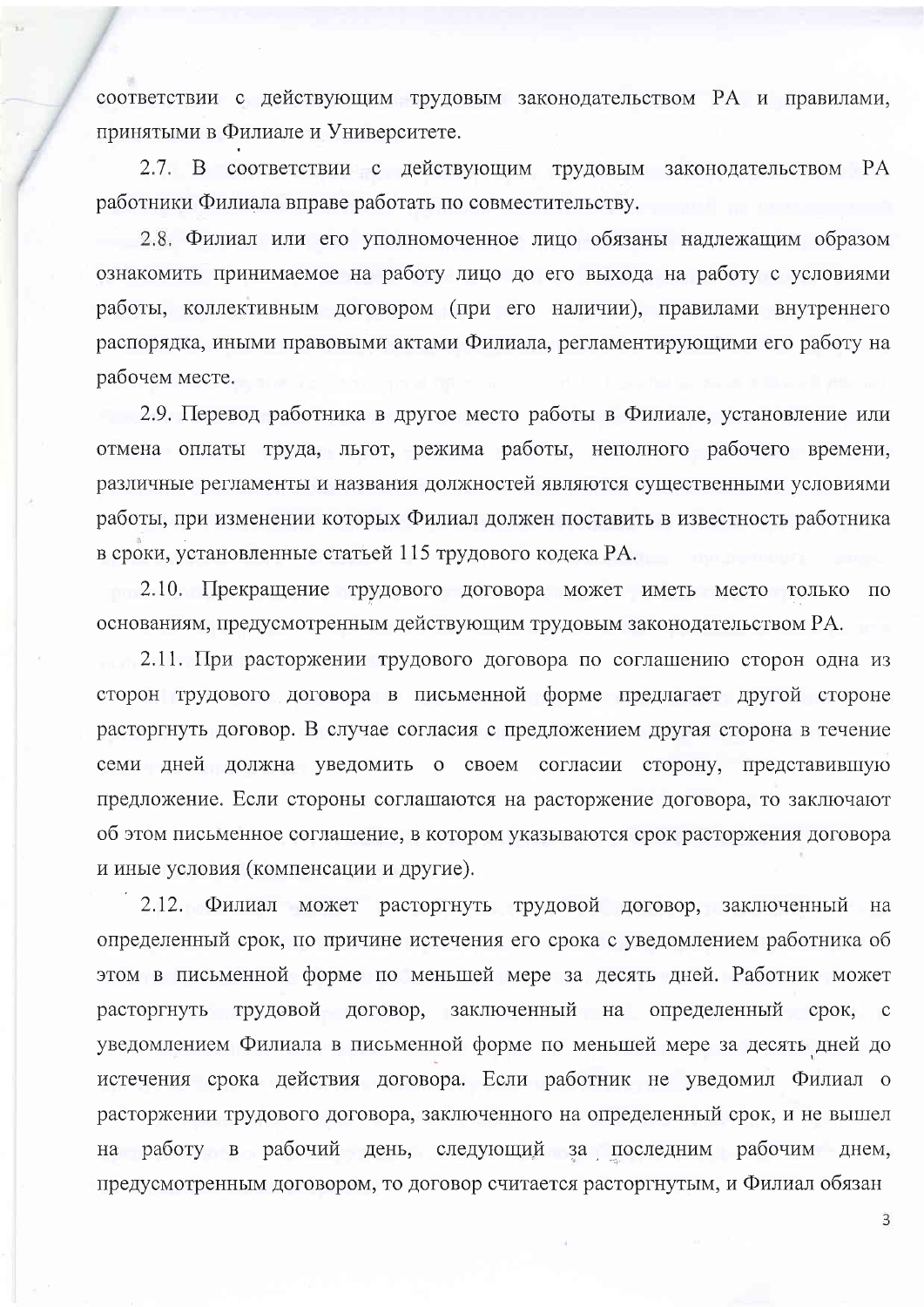соответствии с действующим трудовым законодательством РА и правилами, принятыми в Филиале и Университете.

2.7. В соответствии с действующим трудовым законодательством РА работники Филиала вправе работать по совместительству.

2.8. Филиал или его уполномоченное лицо обязаны надлежащим образом ознакомить принимаемое на работу лицо до его выхода на работу с условиями работы, коллективным договором (при его наличии), правилами внутреннего распорядка, иными правовыми актами Филиала, регламентирующими его работу на рабочем месте.

2.9. Перевод работника в другое место работы в Филиале, установление или отмена оплаты труда, льгот, режима работы, неполного рабочего времени, различные регламенты и названия должностей являются существенными условиями работы, при изменении которых Филиал должен поставить в известность работника в сроки, установленные статьей 115 трудового кодекса РА.

2.10. Прекращение трудового договора может иметь место только по основаниям, предусмотренным действующим трудовым законодательством РА.

2.11. При расторжении трудового договора по соглашению сторон одна из сторон трудового договора в письменной форме предлагает другой стороне расторгнуть договор. В случае согласия с предложением другая сторона в течение семи дней должна уведомить о своем согласии сторону, представившую предложение. Если стороны соглашаются на расторжение договора, то заключают об этом письменное соглашение, в котором указываются срок расторжения договора и иные условия (компенсации и другие).

2.12. Филиал может расторгнуть трудовой договор, заключенный на определенный срок, по причине истечения его срока с уведомлением работника об этом в письменной форме по меньшей мере за десять дней. Работник может расторгнуть трудовой договор, заключенный на определенный срок, с уведомлением Филиала в письменной форме по меньшей мере за десять дней до истечения срока действия договора. Если работник не уведомил Филиал о расторжении трудового договора, заключенного на определенный срок, и не вышел на работу в рабочий день, следующий за последним рабочим днем, предусмотренным договором, то договор считается расторгнутым, и Филиал обязан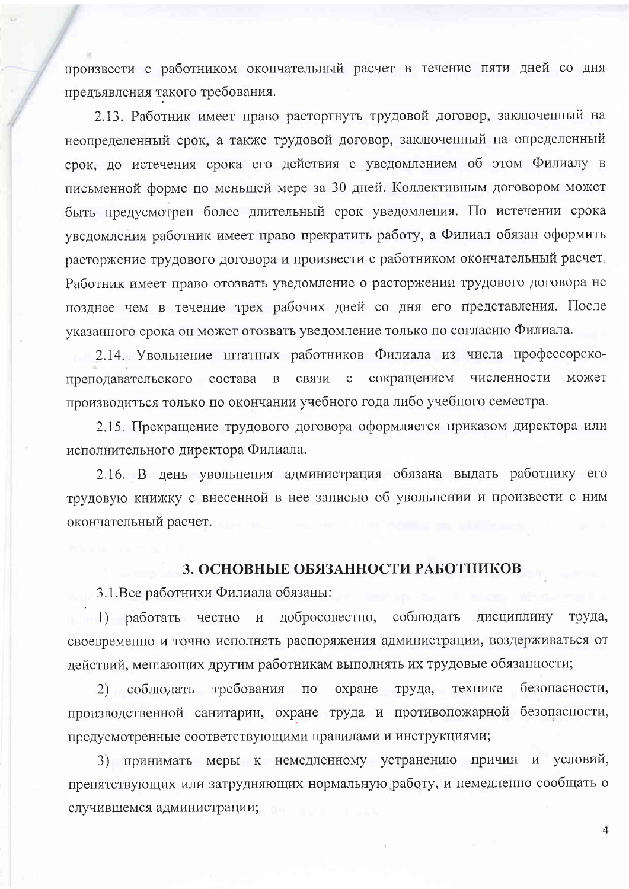произвести с работником окончательный расчет в течение пяти дней со дня предъявления такого требования.

2.13. Работник имеет право расторгнуть трудовой договор, заключенный на неопределенный срок, а также трудовой договор, заключенный на определенный срок, до истечения срока его действия с уведомлением об этом Филиалу в письменной форме по меньшей мере за 30 дней. Коллективным договором может быть предусмотрен более длительный срок уведомления. По истечении срока уведомления работник имеет право прекратить работу, а Филиал обязан оформить расторжение трудового договора и произвести с работником окончательный расчет. Работник имеет право отозвать уведомление о расторжении трудового договора не позднее чем в течение трех рабочих дней со дня его представления. После указанного срока он может отозвать уведомление только по согласию Филиала.

2.14. Увольнение штатных работников Филиала из числа профессорско-преподавательского состава в связи с сокращением численности может производиться только по окончании учебного года либо учебного семестра.

2.15. Прекращение трудового договора оформляется приказом директора или исполнительного директора Филиала.

2.16. В день увольнения администрация обязана выдать работнику его трудовую книжку с внесенной в нее записью об увольнении и произвести с ним окончательный расчет.

## 3. ОСНОВНЫЕ ОБЯЗАННОСТИ РАБОТНИКОВ

3.1.Все работники Филиала обязаны:

1) работать честно и добросовестно, соблюдать дисциплину труда, своевременно и точно исполнять распоряжения администрации, воздерживаться от действий, мешающих другим работникам выполнять их трудовые обязанности;

2) соблюдать требования по охране труда, технике безопасности, производственной санитарии, охране труда и противопожарной безопасности, предусмотренные соответствующими правилами и инструкциями;

3) принимать меры к немедленному устранению причин и условий, препятствующих или затрудняющих нормальную работу, и немедленно сообщать о случившемся администрации;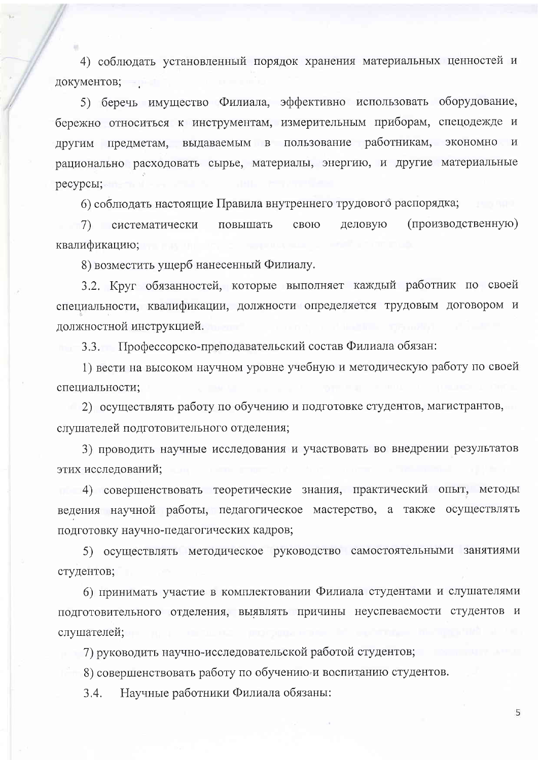4) соблюдать установленный порядок хранения материальных ценностей и документов;

5) беречь имущество Филиала, эффективно использовать оборудование, бережно относиться к инструментам, измерительным приборам, спецодежде и другим предметам, выдаваемым в пользование работникам, экономно и рационально расходовать сырье, материалы, энергию, и другие материальные ресурсы;

6) соблюдать настоящие Правила внутреннего трудового распорядка;

7) систематически повышать свою деловую (производственную) квалификацию;

8) возместить ущерб нанесенный Филиалу.

3.2. Круг обязанностей, которые выполняет каждый работник по своей специальности, квалификации, должности определяется трудовым договором и должностной инструкцией.

3.3. Профессорско-преподавательский состав Филиала обязан:

1) вести на высоком научном уровне учебную и методическую работу по своей специальности;

2) осуществлять работу по обучению и подготовке студентов, магистрантов, слушателей подготовительного отделения;

3) проводить научные исследования и участвовать во внедрении результатов этих исследований;

4) совершенствовать теоретические знания, практический опыт, методы ведения научной работы, педагогическое мастерство, а также осуществлять подготовку научно-педагогических кадров;

5) осуществлять методическое руководство самостоятельными занятиями студентов;

6) принимать участие в комплектовании Филиала студентами и слушателями подготовительного отделения, выявлять причины неуспеваемости студентов и слушателей;

7) руководить научно-исследовательской работой студентов;

8) совершенствовать работу по обучению и воспитанию студентов.

3.4. Научные работники Филиала обязаны: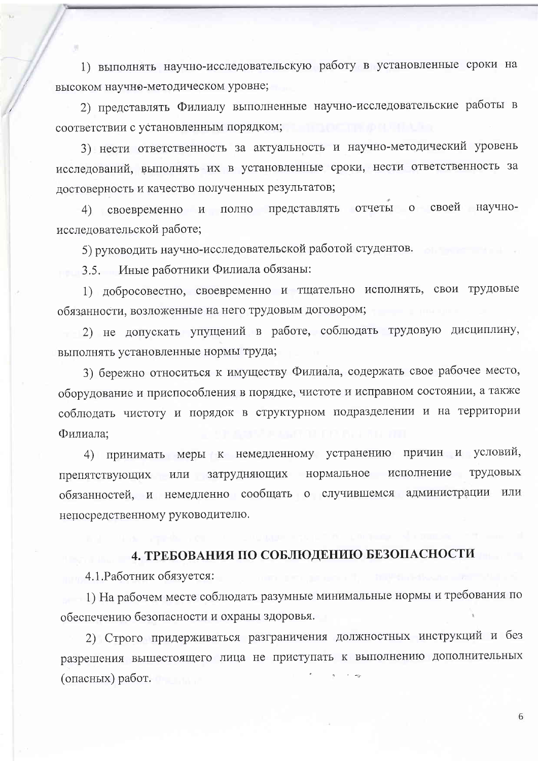1) выполнять научно-исследовательскую работу в установленные сроки на высоком научно-методическом уровне;

2) представлять Филиалу выполненные научно-исследовательские работы в соответствии с установленным порядком;

3) нести ответственность за актуальность и научно-методический уровень исследований, выполнять их в установленные сроки, нести ответственность за достоверность и качество полученных результатов;

4) своевременно и полно представлять отчеты о своей научно-исследовательской работе;

5) руководить научно-исследовательской работой студентов.

3.5. Иные работники Филиала обязаны:

1) добросовестно, своевременно и тщательно исполнять, свои трудовые обязанности, возложенные на него трудовым договором;

2) не допускать упущений в работе, соблюдать трудовую дисциплину, выполнять установленные нормы труда;

3) бережно относиться к имуществу Филиала, содержать свое рабочее место, оборудование и приспособления в порядке, чистоте и исправном состоянии, а также соблюдать чистоту и порядок в структурном подразделении и на территории Филиала;

4) принимать меры к немедленному устранению причин и условий, препятствующих или затрудняющих нормальное исполнение трудовых обязанностей, и немедленно сообщать о случившемся администрации или непосредственному руководителю.

## 4. ТРЕБОВАНИЯ ПО СОБЛЮДЕНИЮ БЕЗОПАСНОСТИ

4.1.Работник обязуется:

1) На рабочем месте соблюдать разумные минимальные нормы и требования по обеспечению безопасности и охраны здоровья.

2) Строго придерживаться разграничения должностных инструкций и без разрешения вышестоящего лица не приступать к выполнению дополнительных (опасных) работ.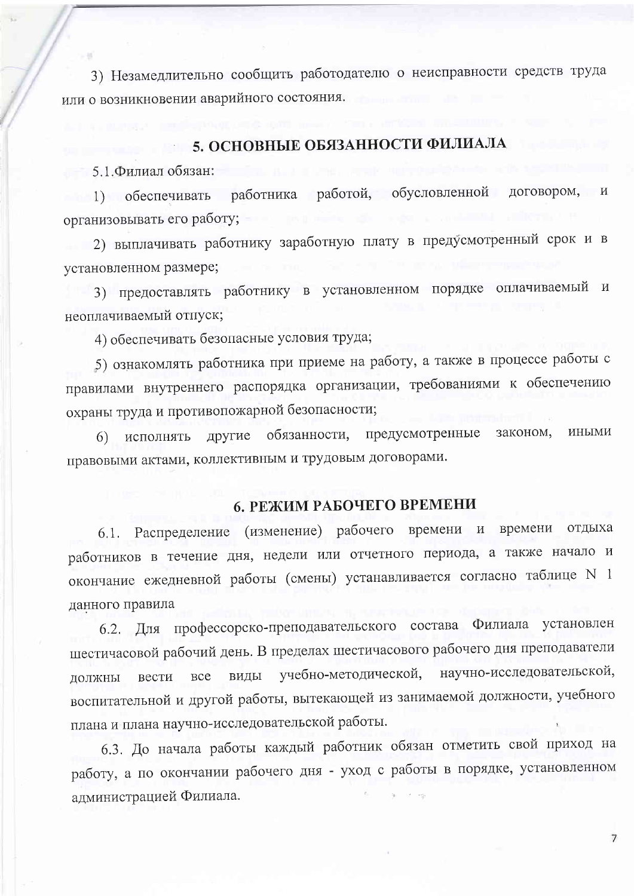3) Незамедлительно сообщить работодателю о неисправности средств труда или о возникновении аварийного состояния.

## 5. ОСНОВНЫЕ ОБЯЗАННОСТИ ФИЛИАЛА

5.1. Филиал обязан:

1) обеспечивать работника работой, обусловленной договором, и организовывать его работу;

2) выплачивать работнику заработную плату в предусмотренный срок и в установленном размере;

3) предоставлять работнику в установленном порядке оплачиваемый и неоплачиваемый отпуск;

4) обеспечивать безопасные условия труда;

5) ознакомлять работника при приеме на работу, а также в процессе работы с правилами внутреннего распорядка организации, требованиями к обеспечению охраны труда и противопожарной безопасности;

6) исполнять другие обязанности, предусмотренные законом, иными правовыми актами, коллективным и трудовым договорами.

## 6. РЕЖИМ РАБОЧЕГО ВРЕМЕНИ

6.1. Распределение (изменение) рабочего времени и времени отдыха работников в течение дня, недели или отчетного периода, а также начало и окончание ежедневной работы (смены) устанавливается согласно таблице N 1 данного правила

6.2. Для профессорско-преподавательского состава Филиала установлен шестичасовой рабочий день. В пределах шестичасового рабочего дня преподаватели должны вести все виды учебно-методической, научно-исследовательской, воспитательной и другой работы, вытекающей из занимаемой должности, учебного плана и плана научно-исследовательской работы.

6.3. До начала работы каждый работник обязан отметить свой приход на работу, а по окончании рабочего дня - уход с работы в порядке, установленном администрацией Филиала.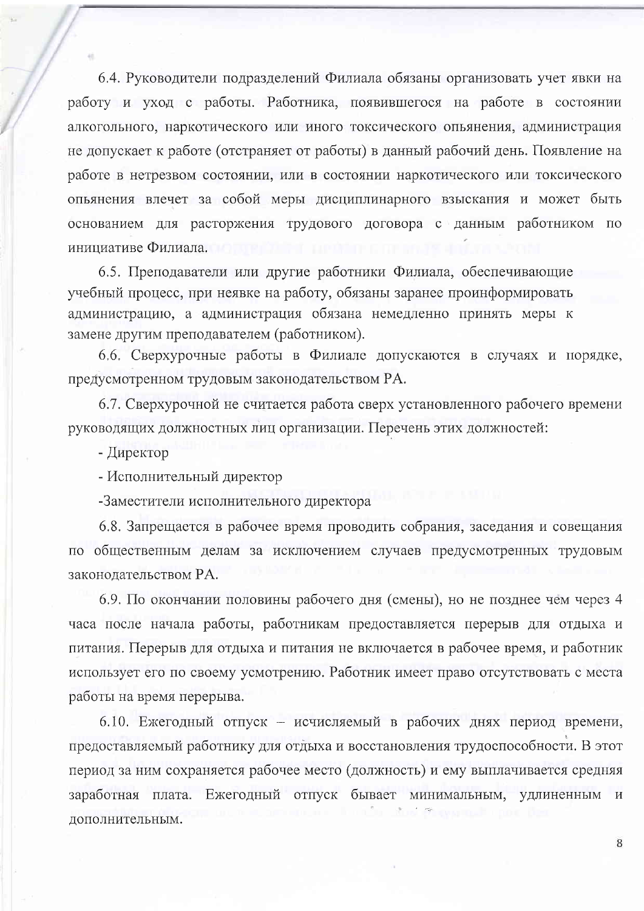6.4. Руководители подразделений Филиала обязаны организовать учет явки на работу и уход с работы. Работника, появившегося на работе в состоянии алкогольного, наркотического или иного токсического опьянения, администрация не допускает к работе (отстраняет от работы) в данный рабочий день. Появление на работе в нетрезвом состоянии, или в состоянии наркотического или токсического опьянения влечет за собой меры дисциплинарного взыскания и может быть основанием для расторжения трудового договора с данным работником по инициативе Филиала.

6.5. Преподаватели или другие работники Филиала, обеспечивающие учебный процесс, при неявке на работу, обязаны заранее проинформировать администрацию, а администрация обязана немедленно принять меры к замене другим преподавателем (работником).

6.6. Сверхурочные работы в Филиале допускаются в случаях и порядке, предусмотренном трудовым законодательством РА.

6.7. Сверхурочной не считается работа сверх установленного рабочего времени руководящих должностных лиц организации. Перечень этих должностей:

- Директор
- Исполнительный директор
- Заместители исполнительного директора

6.8. Запрещается в рабочее время проводить собрания, заседания и совещания по общественным делам за исключением случаев предусмотренных трудовым законодательством РА.

6.9. По окончании половины рабочего дня (смены), но не позднее чем через 4 часа после начала работы, работникам предоставляется перерыв для отдыха и питания. Перерыв для отдыха и питания не включается в рабочее время, и работник использует его по своему усмотрению. Работник имеет право отсутствовать с места работы на время перерыва.

6.10. Ежегодный отпуск – исчисляемый в рабочих днях период времени, предоставляемый работнику для отдыха и восстановления трудоспособности. В этот период за ним сохраняется рабочее место (должность) и ему выплачивается средняя заработная плата. Ежегодный отпуск бывает минимальным, удлиненным и дополнительным.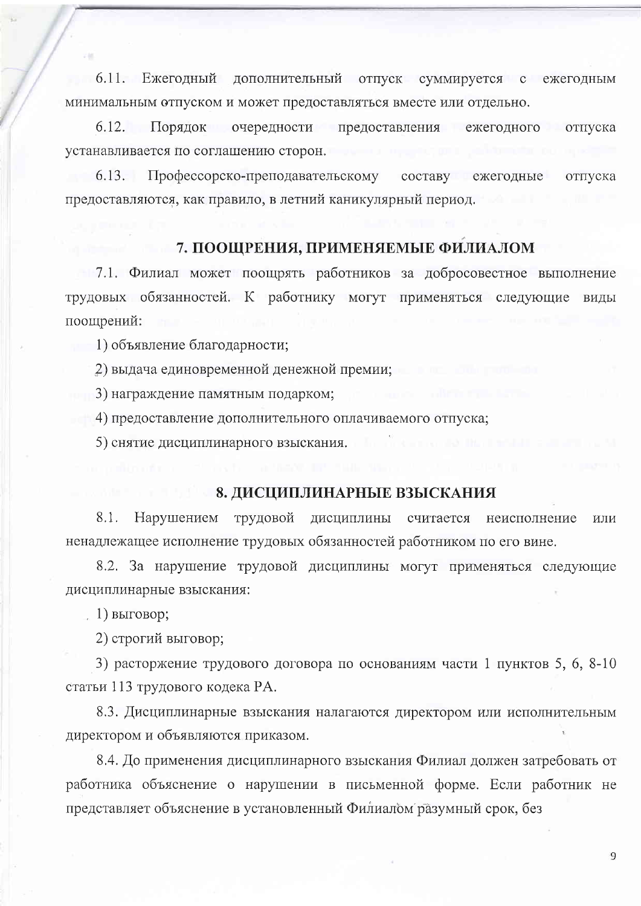6.11. Ежегодный дополнительный отпуск суммируется с ежегодным минимальным отпуском и может предоставляться вместе или отдельно.

6.12. Порядок очередности предоставления ежегодного отпуска устанавливается по соглашению сторон.

6.13. Профессорско-преподавательскому составу ежегодные отпуска предоставляются, как правило, в летний каникулярный период.

## 7. ПООЩРЕНИЯ, ПРИМЕНЯЕМЫЕ ФИЛИАЛОМ

7.1. Филиал может поощрять работников за добросовестное выполнение трудовых обязанностей. К работнику могут применяться следующие виды поощрений:

1) объявление благодарности;

2) выдача единовременной денежной премии;

3) награждение памятным подарком;

4) предоставление дополнительного оплачиваемого отпуска;

5) снятие дисциплинарного взыскания.

## 8. ДИСЦИПЛИНАРНЫЕ ВЗЫСКАНИЯ

8.1. Нарушением трудовой дисциплины считается неисполнение или ненадлежащее исполнение трудовых обязанностей работником по его вине.

8.2. За нарушение трудовой дисциплины могут применяться следующие дисциплинарные взыскания:

1) выговор;

2) строгий выговор;

3) расторжение трудового договора по основаниям части 1 пунктов 5, 6, 8-10 статьи 113 трудового кодека РА.

8.3. Дисциплинарные взыскания налагаются директором или исполнительным директором и объявляются приказом.

8.4. До применения дисциплинарного взыскания Филиал должен затребовать от работника объяснение о нарушении в письменной форме. Если работник не представляет объяснение в установленный Филиалом разумный срок, без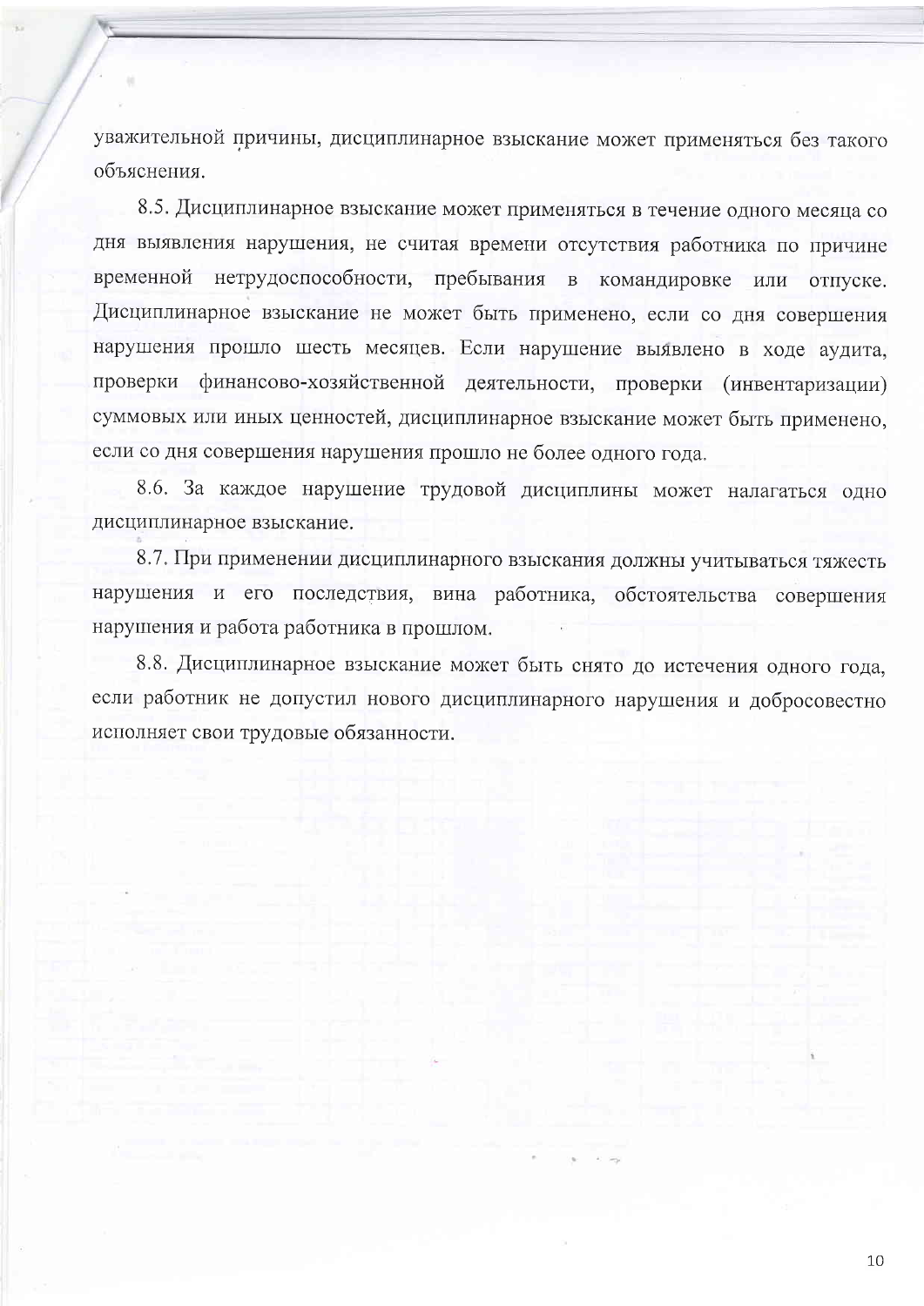уважительной причины, дисциплинарное взыскание может применяться без такого объяснения.

8.5. Дисциплинарное взыскание может применяться в течение одного месяца со дня выявления нарушения, не считая времени отсутствия работника по причине временной нетрудоспособности, пребывания в командировке или отпуске. Дисциплинарное взыскание не может быть применено, если со дня совершения нарушения прошло шесть месяцев. Если нарушение выявлено в ходе аудита, проверки финансово-хозяйственной деятельности, проверки (инвентаризации) суммовых или иных ценностей, дисциплинарное взыскание может быть применено, если со дня совершения нарушения прошло не более одного года.

8.6. За каждое нарушение трудовой дисциплины может налагаться одно дисциплинарное взыскание.

8.7. При применении дисциплинарного взыскания должны учитываться тяжесть нарушения и его последствия, вина работника, обстоятельства совершения нарушения и работа работника в прошлом.

8.8. Дисциплинарное взыскание может быть снято до истечения одного года, если работник не допустил нового дисциплинарного нарушения и добросовестно исполняет свои трудовые обязанности.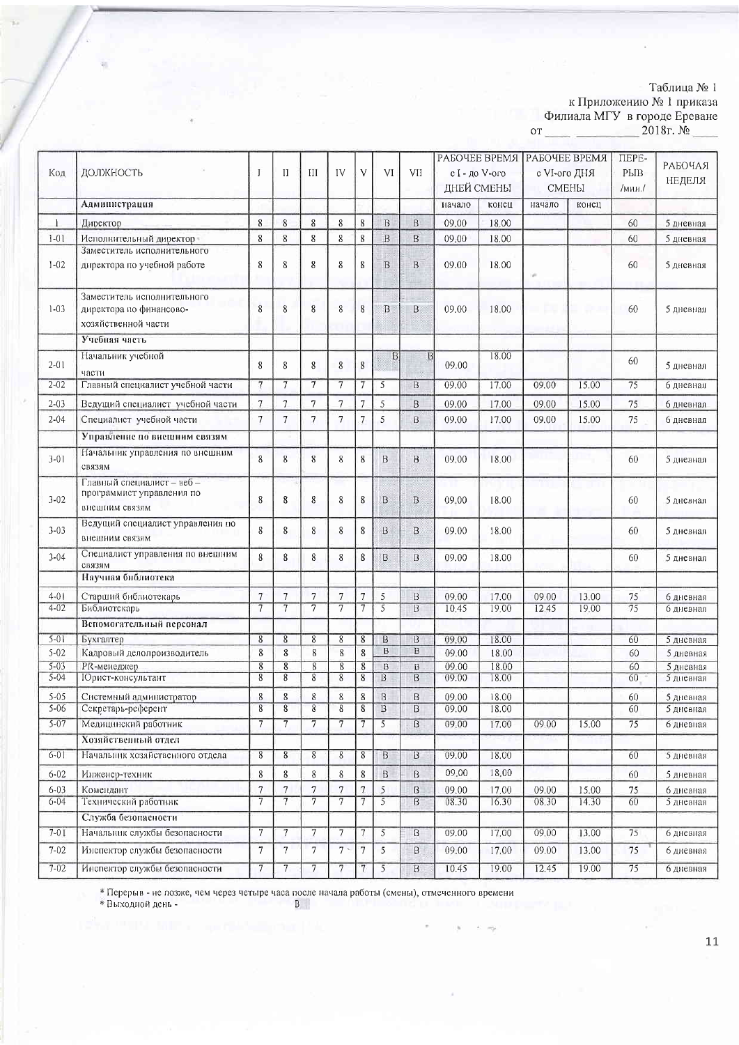Таблица № 1
к Приложению № 1 приказа
Филиала МГУ в городе Ереване
от ____ __________ 2018г. № ____

| Код | ДОЛЖНОСТЬ | I | II | III | IV | V | VI | VII | РАБОЧЕЕ ВРЕМЯ с I - до V-ого ДНЕЙ СМЕНЫ | | РАБОЧЕЕ ВРЕМЯ с VI-ого ДНЯ СМЕНЫ | | ПЕРЕРЫВ /мин./ | РАБОЧАЯ НЕДЕЛЯ |
|---|---|---|---|---|---|---|---|---|---|---|---|---|---|---|
| | **Администрация** | | | | | | | | начало | конец | начало | конец | | |
| 1 | Директор | 8 | 8 | 8 | 8 | 8 | В | В | 09.00 | 18.00 | | | 60 | 5 дневная |
| 1-01 | Исполнительный директор | 8 | 8 | 8 | 8 | 8 | В | В | 09.00 | 18.00 | | | 60 | 5 дневная |
| 1-02 | Заместитель исполнительного директора по учебной работе | 8 | 8 | 8 | 8 | 8 | В | В | 09.00 | 18.00 | | | 60 | 5 дневная |
| 1-03 | Заместитель исполнительного директора по финансово-хозяйственной части | 8 | 8 | 8 | 8 | 8 | В | В | 09.00 | 18.00 | | | 60 | 5 дневная |
| | **Учебная часть** | | | | | | | | | | | | | |
| 2-01 | Начальник учебной части | 8 | 8 | 8 | 8 | 8 | В | В | 09.00 | 18.00 | | | 60 | 5 дневная |
| 2-02 | Главный специалист учебной части | 7 | 7 | 7 | 7 | 7 | 5 | В | 09.00 | 17.00 | 09.00 | 15.00 | 75 | 6 дневная |
| 2-03 | Ведущий специалист учебной части | 7 | 7 | 7 | 7 | 7 | 5 | В | 09.00 | 17.00 | 09.00 | 15.00 | 75 | 6 дневная |
| 2-04 | Специалист учебной части | 7 | 7 | 7 | 7 | 7 | 5 | В | 09.00 | 17.00 | 09.00 | 15.00 | 75 | 6 дневная |
| | **Управление по внешним связям** | | | | | | | | | | | | | |
| 3-01 | Начальник управления по внешним связям | 8 | 8 | 8 | 8 | 8 | В | В | 09.00 | 18.00 | | | 60 | 5 дневная |
| 3-02 | Главный специалист – веб – программист управления по внешним связям | 8 | 8 | 8 | 8 | 8 | В | В | 09.00 | 18.00 | | | 60 | 5 дневная |
| 3-03 | Ведущий специалист управления по внешним связям | 8 | 8 | 8 | 8 | 8 | В | В | 09.00 | 18.00 | | | 60 | 5 дневная |
| 3-04 | Специалист управления по внешним связям | 8 | 8 | 8 | 8 | 8 | В | В | 09.00 | 18.00 | | | 60 | 5 дневная |
| | **Научная библиотека** | | | | | | | | | | | | | |
| 4-01 | Старший библиотекарь | 7 | 7 | 7 | 7 | 7 | 5 | В | 09.00 | 17.00 | 09.00 | 13.00 | 75 | 6 дневная |
| 4-02 | Библиотекарь | 7 | 7 | 7 | 7 | 7 | 5 | В | 10.45 | 19.00 | 12.45 | 19.00 | 75 | 6 дневная |
| | **Вспомогательный персонал** | | | | | | | | | | | | | |
| 5-01 | Бухгалтер | 8 | 8 | 8 | 8 | 8 | В | В | 09.00 | 18.00 | | | 60 | 5 дневная |
| 5-02 | Кадровый делопроизводитель | 8 | 8 | 8 | 8 | 8 | В | В | 09.00 | 18.00 | | | 60 | 5 дневная |
| 5-03 | PR-менеджер | 8 | 8 | 8 | 8 | 8 | В | В | 09.00 | 18.00 | | | 60 | 5 дневная |
| 5-04 | Юрист-консультант | 8 | 8 | 8 | 8 | 8 | В | В | 09.00 | 18.00 | | | 60 | 5 дневная |
| 5-05 | Системный администратор | 8 | 8 | 8 | 8 | 8 | В | В | 09.00 | 18.00 | | | 60 | 5 дневная |
| 5-06 | Секретарь-референт | 8 | 8 | 8 | 8 | 8 | В | В | 09.00 | 18.00 | | | 60 | 5 дневная |
| 5-07 | Медицинский работник | 7 | 7 | 7 | 7 | 7 | 5 | В | 09.00 | 17.00 | 09.00 | 15.00 | 75 | 6 дневная |
| | **Хозяйственный отдел** | | | | | | | | | | | | | |
| 6-01 | Начальник хозяйственного отдела | 8 | 8 | 8 | 8 | 8 | В | В | 09.00 | 18.00 | | | 60 | 5 дневная |
| 6-02 | Инженер-техник | 8 | 8 | 8 | 8 | 8 | В | В | 09.00 | 18.00 | | | 60 | 5 дневная |
| 6-03 | Комендант | 7 | 7 | 7 | 7 | 7 | 5 | В | 09.00 | 17.00 | 09.00 | 15.00 | 75 | 6 дневная |
| 6-04 | Технический работник | 7 | 7 | 7 | 7 | 7 | 5 | В | 08.30 | 16.30 | 08.30 | 14.30 | 60 | 5 дневная |
| | **Служба безопасности** | | | | | | | | | | | | | |
| 7-01 | Начальник службы безопасности | 7 | 7 | 7 | 7 | 7 | 5 | В | 09.00 | 17.00 | 09.00 | 13.00 | 75 | 6 дневная |
| 7-02 | Инспектор службы безопасности | 7 | 7 | 7 | 7 | 7 | 5 | В | 09.00 | 17.00 | 09.00 | 13.00 | 75 | 6 дневная |
| 7-02 | Инспектор службы безопасности | 7 | 7 | 7 | 7 | 7 | 5 | В | 10.45 | 19.00 | 12.45 | 19.00 | 75 | 6 дневная |

\* Перерыв - не позже, чем через четыре часа после начала работы (смены), отмеченного времени
\* Выходной день - В